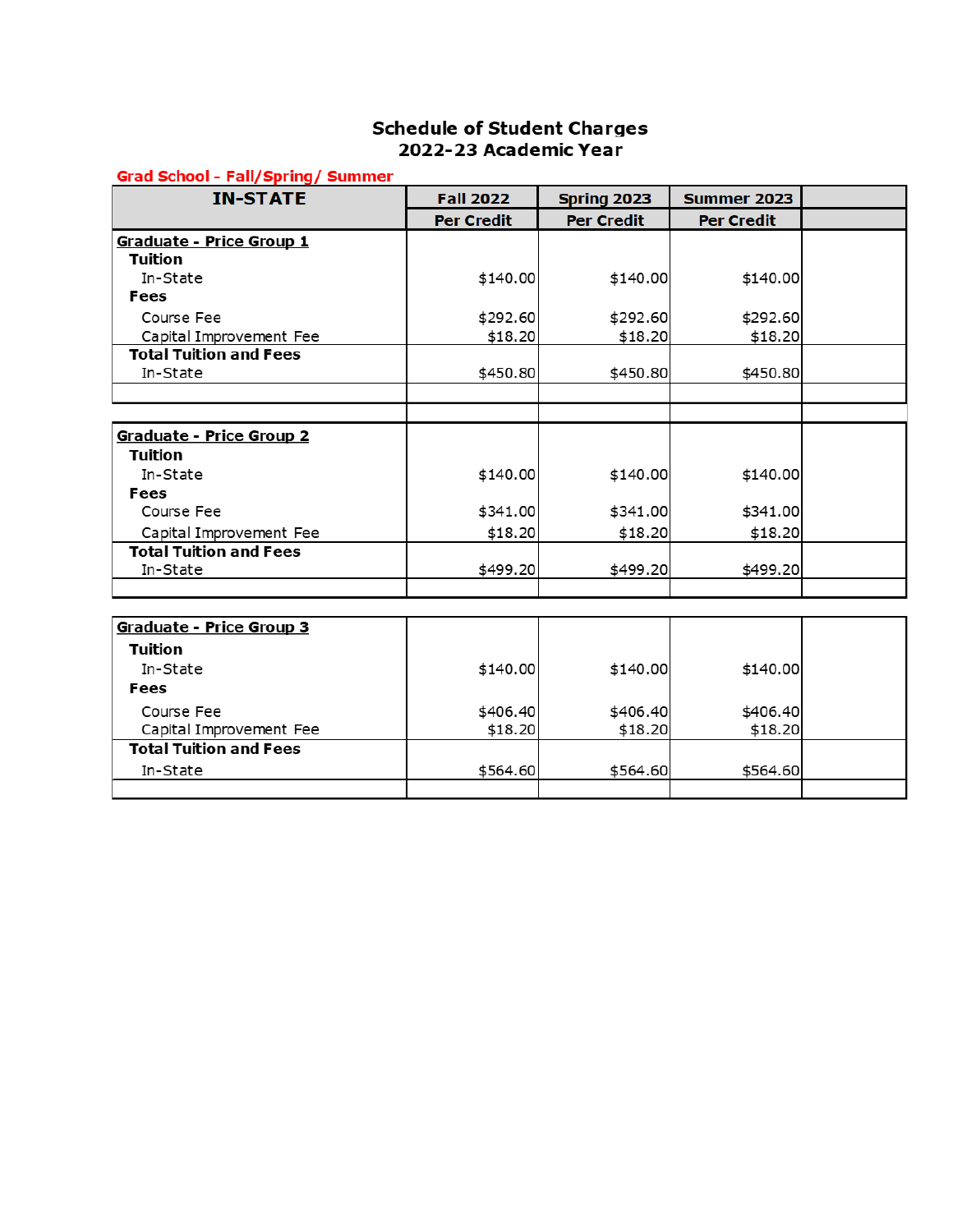# Schedule of Student Charges
## 2022-23 Academic Year

**Grad School - Fall/Spring/ Summer**

| IN-STATE | Fall 2022 | Spring 2023 | Summer 2023 | |
|---|---|---|---|---|
| | Per Credit | Per Credit | Per Credit | |
| **Graduate - Price Group 1** | | | | |
| **Tuition** | | | | |
| In-State | $140.00 | $140.00 | $140.00 | |
| **Fees** | | | | |
| Course Fee | $292.60 | $292.60 | $292.60 | |
| Capital Improvement Fee | $18.20 | $18.20 | $18.20 | |
| **Total Tuition and Fees** | | | | |
| In-State | $450.80 | $450.80 | $450.80 | |
| | | | | |
| **Graduate - Price Group 2** | | | | |
| **Tuition** | | | | |
| In-State | $140.00 | $140.00 | $140.00 | |
| **Fees** | | | | |
| Course Fee | $341.00 | $341.00 | $341.00 | |
| Capital Improvement Fee | $18.20 | $18.20 | $18.20 | |
| **Total Tuition and Fees** | | | | |
| In-State | $499.20 | $499.20 | $499.20 | |
| | | | | |
| **Graduate - Price Group 3** | | | | |
| **Tuition** | | | | |
| In-State | $140.00 | $140.00 | $140.00 | |
| **Fees** | | | | |
| Course Fee | $406.40 | $406.40 | $406.40 | |
| Capital Improvement Fee | $18.20 | $18.20 | $18.20 | |
| **Total Tuition and Fees** | | | | |
| In-State | $564.60 | $564.60 | $564.60 | |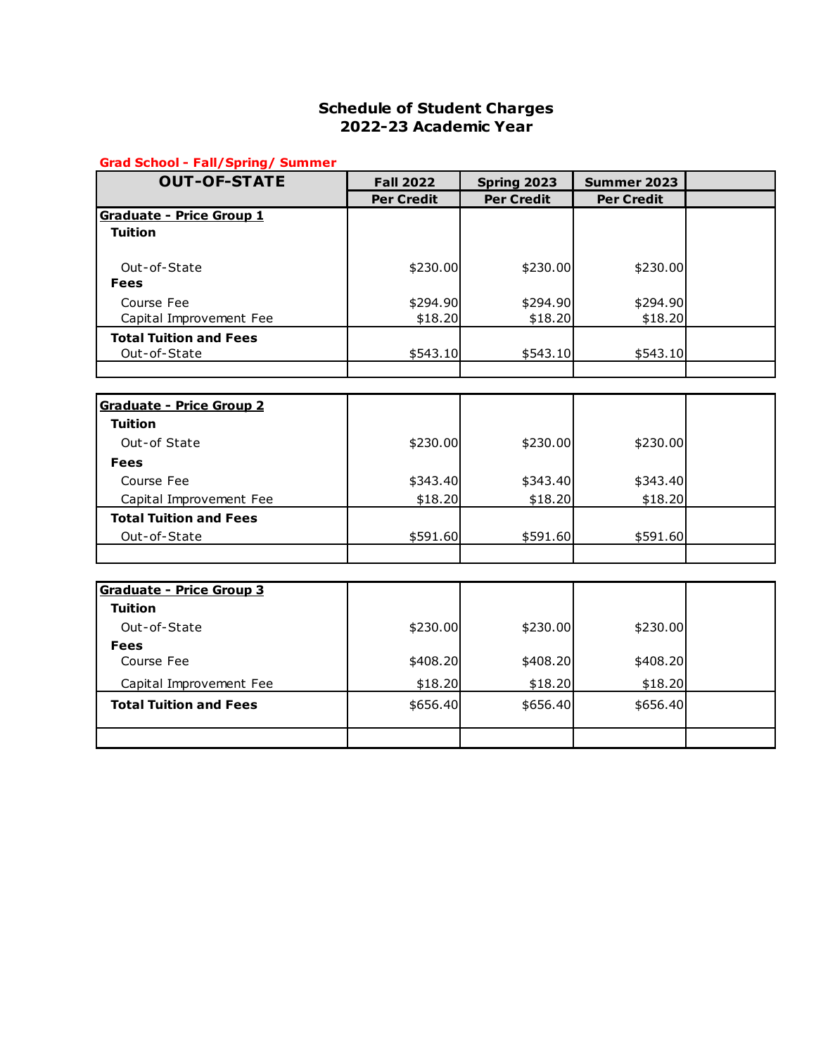## Schedule of Student Charges
## 2022-23 Academic Year

**Grad School - Fall/Spring/ Summer**

| OUT-OF-STATE | Fall 2022 | Spring 2023 | Summer 2023 | |
|---|---|---|---|---|
| | Per Credit | Per Credit | Per Credit | |
| **Graduate - Price Group 1** | | | | |
| **Tuition** | | | | |
| Out-of-State | $230.00 | $230.00 | $230.00 | |
| **Fees** | | | | |
| Course Fee | $294.90 | $294.90 | $294.90 | |
| Capital Improvement Fee | $18.20 | $18.20 | $18.20 | |
| **Total Tuition and Fees** | | | | |
| Out-of-State | $543.10 | $543.10 | $543.10 | |

| | | | | |
|---|---|---|---|---|
| **Graduate - Price Group 2** | | | | |
| **Tuition** | | | | |
| Out-of State | $230.00 | $230.00 | $230.00 | |
| **Fees** | | | | |
| Course Fee | $343.40 | $343.40 | $343.40 | |
| Capital Improvement Fee | $18.20 | $18.20 | $18.20 | |
| **Total Tuition and Fees** | | | | |
| Out-of-State | $591.60 | $591.60 | $591.60 | |

| | | | | |
|---|---|---|---|---|
| **Graduate - Price Group 3** | | | | |
| **Tuition** | | | | |
| Out-of-State | $230.00 | $230.00 | $230.00 | |
| **Fees** | | | | |
| Course Fee | $408.20 | $408.20 | $408.20 | |
| Capital Improvement Fee | $18.20 | $18.20 | $18.20 | |
| **Total Tuition and Fees** | $656.40 | $656.40 | $656.40 | |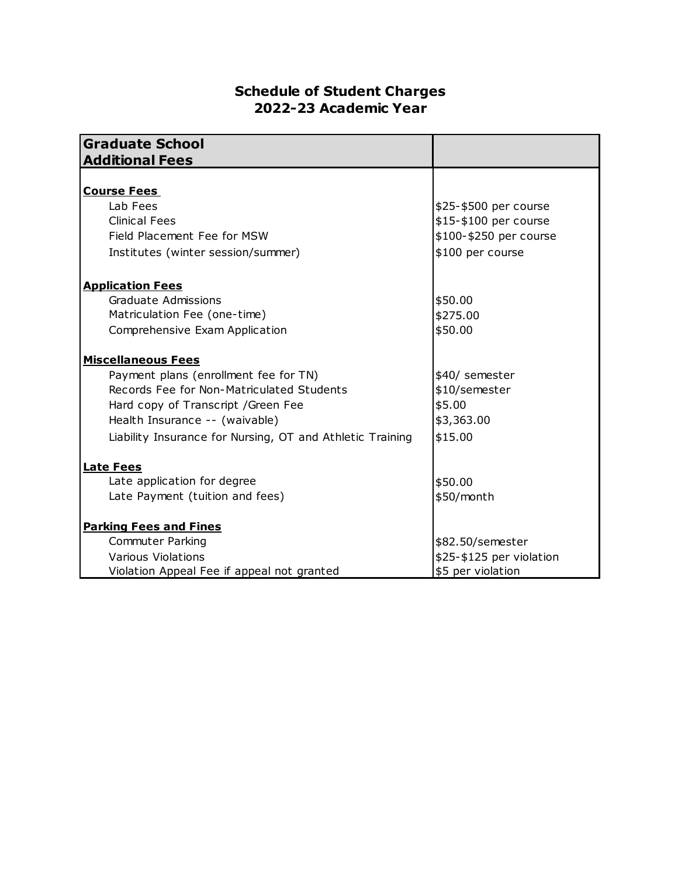# Schedule of Student Charges
## 2022-23 Academic Year

| Graduate School Additional Fees | |
|---|---|
| **Course Fees** | |
| Lab Fees | $25-$500 per course |
| Clinical Fees | $15-$100 per course |
| Field Placement Fee for MSW | $100-$250 per course |
| Institutes (winter session/summer) | $100 per course |
| **Application Fees** | |
| Graduate Admissions | $50.00 |
| Matriculation Fee (one-time) | $275.00 |
| Comprehensive Exam Application | $50.00 |
| **Miscellaneous Fees** | |
| Payment plans (enrollment fee for TN) | $40/ semester |
| Records Fee for Non-Matriculated Students | $10/semester |
| Hard copy of Transcript /Green Fee | $5.00 |
| Health Insurance -- (waivable) | $3,363.00 |
| Liability Insurance for Nursing, OT and Athletic Training | $15.00 |
| **Late Fees** | |
| Late application for degree | $50.00 |
| Late Payment (tuition and fees) | $50/month |
| **Parking Fees and Fines** | |
| Commuter Parking | $82.50/semester |
| Various Violations | $25-$125 per violation |
| Violation Appeal Fee if appeal not granted | $5 per violation |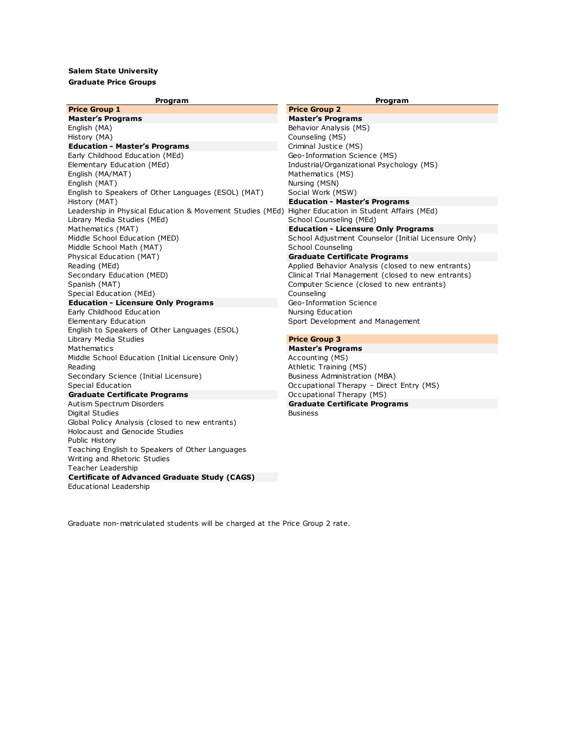**Salem State University**

**Graduate Price Groups**

| Program |
| --- |
| **Price Group 1** |
| **Master's Programs** |
| English (MA) |
| History (MA) |
| **Education - Master's Programs** |
| Early Childhood Education (MEd) |
| Elementary Education (MEd) |
| English (MA/MAT) |
| English (MAT) |
| English to Speakers of Other Languages (ESOL) (MAT) |
| History (MAT) |
| Leadership in Physical Education & Movement Studies (MEd) |
| Library Media Studies (MEd) |
| Mathematics (MAT) |
| Middle School Education (MED) |
| Middle School Math (MAT) |
| Physical Education (MAT) |
| Reading (MEd) |
| Secondary Education (MED) |
| Spanish (MAT) |
| Special Education (MEd) |
| **Education - Licensure Only Programs** |
| Early Childhood Education |
| Elementary Education |
| English to Speakers of Other Languages (ESOL) |
| Library Media Studies |
| Mathematics |
| Middle School Education (Initial Licensure Only) |
| Reading |
| Secondary Science (Initial Licensure) |
| Special Education |
| **Graduate Certificate Programs** |
| Autism Spectrum Disorders |
| Digital Studies |
| Global Policy Analysis (closed to new entrants) |
| Holocaust and Genocide Studies |
| Public History |
| Teaching English to Speakers of Other Languages |
| Writing and Rhetoric Studies |
| Teacher Leadership |
| **Certificate of Advanced Graduate Study (CAGS)** |
| Educational Leadership |

| Program |
| --- |
| **Price Group 2** |
| **Master's Programs** |
| Behavior Analysis (MS) |
| Counseling (MS) |
| Criminal Justice (MS) |
| Geo-Information Science (MS) |
| Industrial/Organizational Psychology (MS) |
| Mathematics (MS) |
| Nursing (MSN) |
| Social Work (MSW) |
| **Education - Master's Programs** |
| Higher Education in Student Affairs (MEd) |
| School Counseling (MEd) |
| **Education - Licensure Only Programs** |
| School Adjustment Counselor (Initial Licensure Only) |
| School Counseling |
| **Graduate Certificate Programs** |
| Applied Behavior Analysis (closed to new entrants) |
| Clinical Trial Management (closed to new entrants) |
| Computer Science (closed to new entrants) |
| Counseling |
| Geo-Information Science |
| Nursing Education |
| Sport Development and Management |
| |
| **Price Group 3** |
| **Master's Programs** |
| Accounting (MS) |
| Athletic Training (MS) |
| Business Administration (MBA) |
| Occupational Therapy – Direct Entry (MS) |
| Occupational Therapy (MS) |
| **Graduate Certificate Programs** |
| Business |

Graduate non-matriculated students will be charged at the Price Group 2 rate.